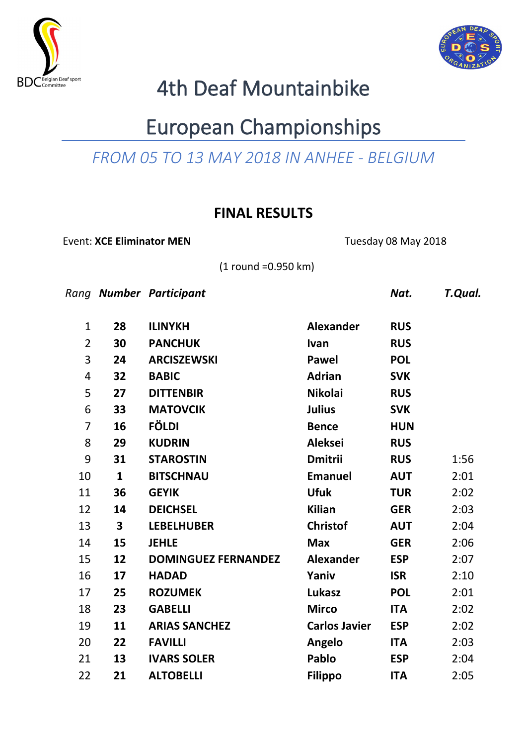# 4th Deaf Mountainbike

# European Championships

*FROM 05 TO 13 MAY 2018 IN ANHEE - BELGIUM*

## FINAL RESULTS

Event: **XCE Eliminator MEN** Tuesday 08 May 2018

(1 round =0.950 km)

| *Rang* | *Number* | *Participant* | | *Nat.* | *T.Qual.* |
|---|---|---|---|---|---|
| 1 | **28** | **ILINYKH** | **Alexander** | **RUS** | |
| 2 | **30** | **PANCHUK** | **Ivan** | **RUS** | |
| 3 | **24** | **ARCISZEWSKI** | **Pawel** | **POL** | |
| 4 | **32** | **BABIC** | **Adrian** | **SVK** | |
| 5 | **27** | **DITTENBIR** | **Nikolai** | **RUS** | |
| 6 | **33** | **MATOVCIK** | **Julius** | **SVK** | |
| 7 | **16** | **FÖLDI** | **Bence** | **HUN** | |
| 8 | **29** | **KUDRIN** | **Aleksei** | **RUS** | |
| 9 | **31** | **STAROSTIN** | **Dmitrii** | **RUS** | 1:56 |
| 10 | **1** | **BITSCHNAU** | **Emanuel** | **AUT** | 2:01 |
| 11 | **36** | **GEYIK** | **Ufuk** | **TUR** | 2:02 |
| 12 | **14** | **DEICHSEL** | **Kilian** | **GER** | 2:03 |
| 13 | **3** | **LEBELHUBER** | **Christof** | **AUT** | 2:04 |
| 14 | **15** | **JEHLE** | **Max** | **GER** | 2:06 |
| 15 | **12** | **DOMINGUEZ FERNANDEZ** | **Alexander** | **ESP** | 2:07 |
| 16 | **17** | **HADAD** | **Yaniv** | **ISR** | 2:10 |
| 17 | **25** | **ROZUMEK** | **Lukasz** | **POL** | 2:01 |
| 18 | **23** | **GABELLI** | **Mirco** | **ITA** | 2:02 |
| 19 | **11** | **ARIAS SANCHEZ** | **Carlos Javier** | **ESP** | 2:02 |
| 20 | **22** | **FAVILLI** | **Angelo** | **ITA** | 2:03 |
| 21 | **13** | **IVARS SOLER** | **Pablo** | **ESP** | 2:04 |
| 22 | **21** | **ALTOBELLI** | **Filippo** | **ITA** | 2:05 |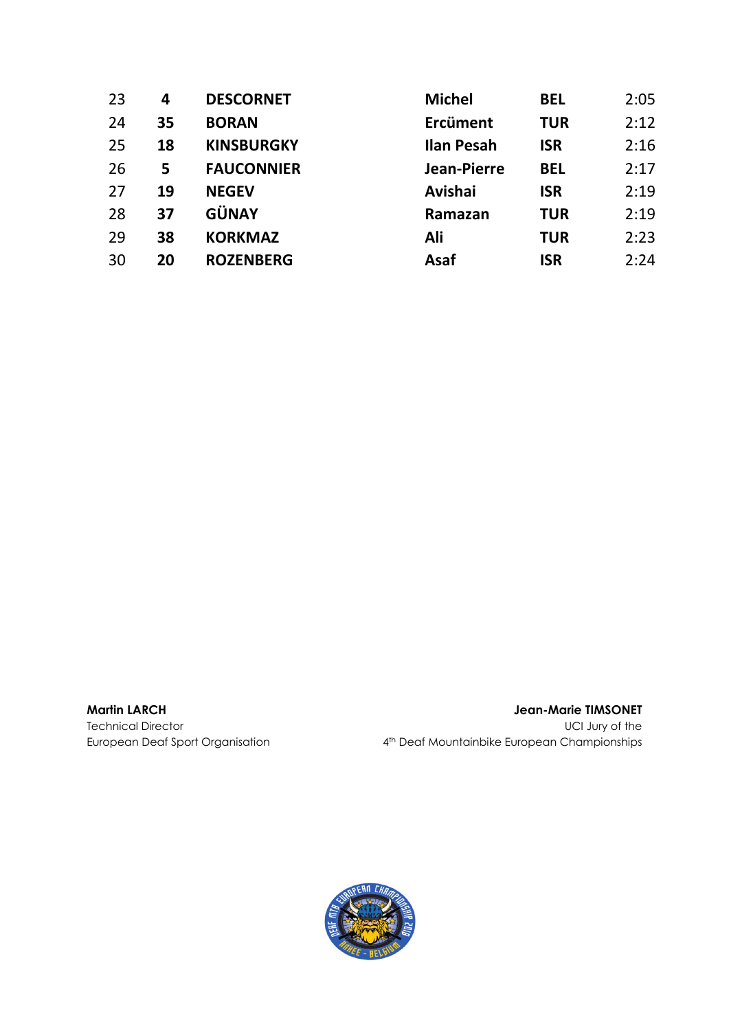| | | | | | |
|---|---|---|---|---|---|
| 23 | **4** | **DESCORNET** | **Michel** | **BEL** | 2:05 |
| 24 | **35** | **BORAN** | **Ercüment** | **TUR** | 2:12 |
| 25 | **18** | **KINSBURGKY** | **Ilan Pesah** | **ISR** | 2:16 |
| 26 | **5** | **FAUCONNIER** | **Jean-Pierre** | **BEL** | 2:17 |
| 27 | **19** | **NEGEV** | **Avishai** | **ISR** | 2:19 |
| 28 | **37** | **GÜNAY** | **Ramazan** | **TUR** | 2:19 |
| 29 | **38** | **KORKMAZ** | **Ali** | **TUR** | 2:23 |
| 30 | **20** | **ROZENBERG** | **Asaf** | **ISR** | 2:24 |

**Martin LARCH**
Technical Director
European Deaf Sport Organisation

**Jean-Marie TIMSONET**
UCI Jury of the
4th Deaf Mountainbike European Championships